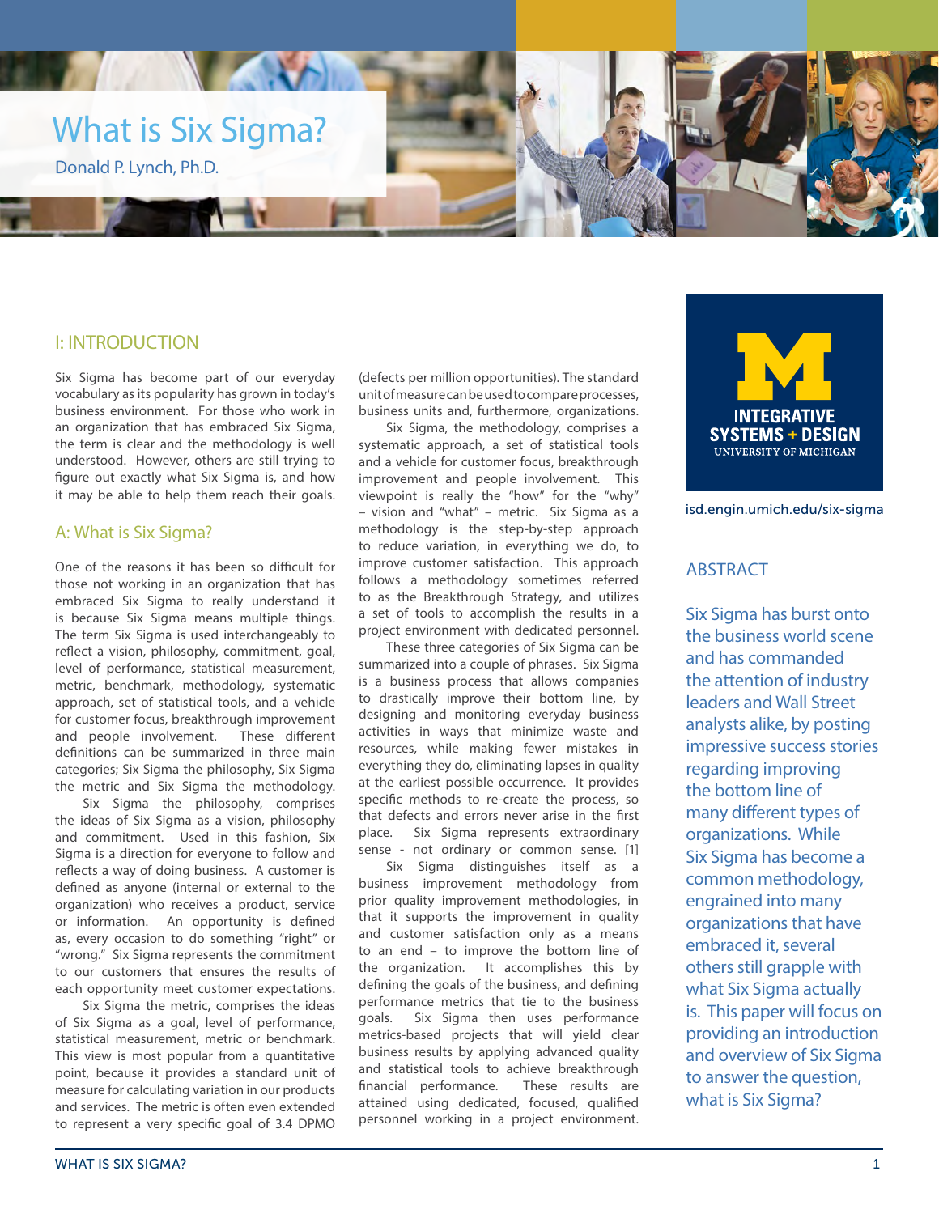# What is Six Sigma?

Donald P. Lynch, Ph.D.

INTEGRATIVE SYSTEMS + DESIGN
UNIVERSITY OF MICHIGAN

isd.engin.umich.edu/six-sigma

## ABSTRACT

Six Sigma has burst onto the business world scene and has commanded the attention of industry leaders and Wall Street analysts alike, by posting impressive success stories regarding improving the bottom line of many different types of organizations. While Six Sigma has become a common methodology, engrained into many organizations that have embraced it, several others still grapple with what Six Sigma actually is. This paper will focus on providing an introduction and overview of Six Sigma to answer the question, what is Six Sigma?

## I: INTRODUCTION

Six Sigma has become part of our everyday vocabulary as its popularity has grown in today's business environment. For those who work in an organization that has embraced Six Sigma, the term is clear and the methodology is well understood. However, others are still trying to figure out exactly what Six Sigma is, and how it may be able to help them reach their goals.

### A: What is Six Sigma?

One of the reasons it has been so difficult for those not working in an organization that has embraced Six Sigma to really understand it is because Six Sigma means multiple things. The term Six Sigma is used interchangeably to reflect a vision, philosophy, commitment, goal, level of performance, statistical measurement, metric, benchmark, methodology, systematic approach, set of statistical tools, and a vehicle for customer focus, breakthrough improvement and people involvement. These different definitions can be summarized in three main categories; Six Sigma the philosophy, Six Sigma the metric and Six Sigma the methodology.

Six Sigma the philosophy, comprises the ideas of Six Sigma as a vision, philosophy and commitment. Used in this fashion, Six Sigma is a direction for everyone to follow and reflects a way of doing business. A customer is defined as anyone (internal or external to the organization) who receives a product, service or information. An opportunity is defined as, every occasion to do something "right" or "wrong." Six Sigma represents the commitment to our customers that ensures the results of each opportunity meet customer expectations.

Six Sigma the metric, comprises the ideas of Six Sigma as a goal, level of performance, statistical measurement, metric or benchmark. This view is most popular from a quantitative point, because it provides a standard unit of measure for calculating variation in our products and services. The metric is often even extended to represent a very specific goal of 3.4 DPMO (defects per million opportunities). The standard unit of measure can be used to compare processes, business units and, furthermore, organizations.

Six Sigma, the methodology, comprises a systematic approach, a set of statistical tools and a vehicle for customer focus, breakthrough improvement and people involvement. This viewpoint is really the "how" for the "why" – vision and "what" – metric. Six Sigma as a methodology is the step-by-step approach to reduce variation, in everything we do, to improve customer satisfaction. This approach follows a methodology sometimes referred to as the Breakthrough Strategy, and utilizes a set of tools to accomplish the results in a project environment with dedicated personnel.

These three categories of Six Sigma can be summarized into a couple of phrases. Six Sigma is a business process that allows companies to drastically improve their bottom line, by designing and monitoring everyday business activities in ways that minimize waste and resources, while making fewer mistakes in everything they do, eliminating lapses in quality at the earliest possible occurrence. It provides specific methods to re-create the process, so that defects and errors never arise in the first place. Six Sigma represents extraordinary sense - not ordinary or common sense. [1]

Six Sigma distinguishes itself as a business improvement methodology from prior quality improvement methodologies, in that it supports the improvement in quality and customer satisfaction only as a means to an end – to improve the bottom line of the organization. It accomplishes this by defining the goals of the business, and defining performance metrics that tie to the business goals. Six Sigma then uses performance metrics-based projects that will yield clear business results by applying advanced quality and statistical tools to achieve breakthrough financial performance. These results are attained using dedicated, focused, qualified personnel working in a project environment.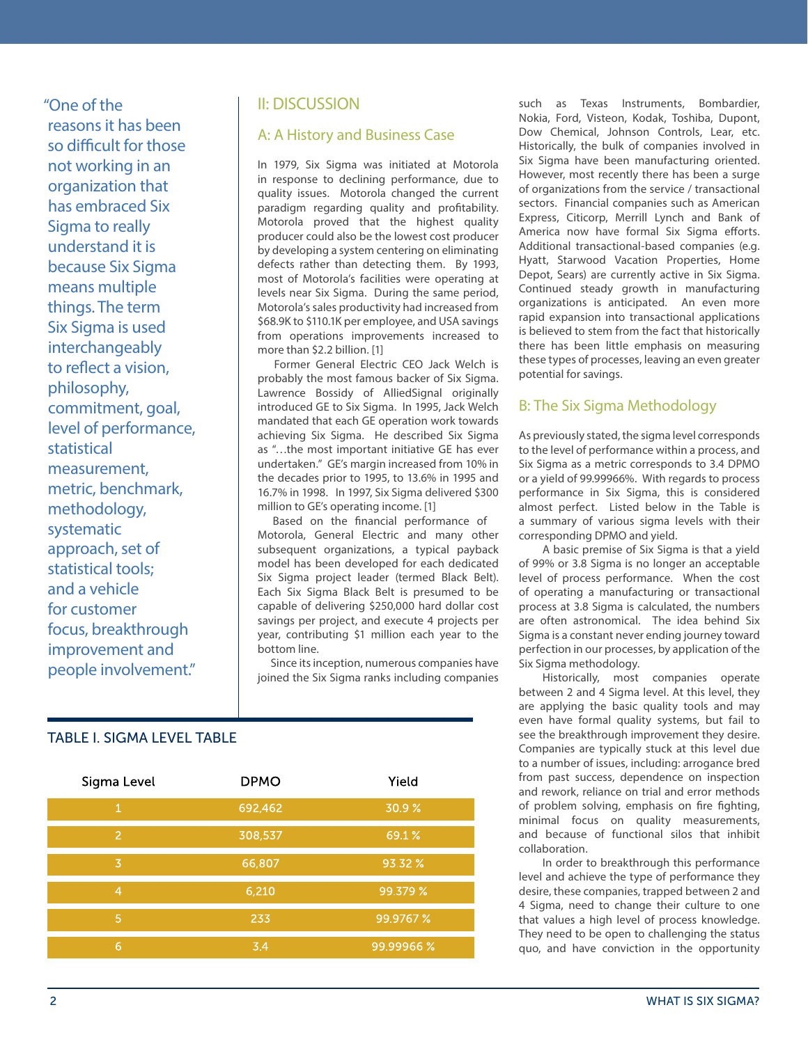> "One of the reasons it has been so difficult for those not working in an organization that has embraced Six Sigma to really understand it is because Six Sigma means multiple things. The term Six Sigma is used interchangeably to reflect a vision, philosophy, commitment, goal, level of performance, statistical measurement, metric, benchmark, methodology, systematic approach, set of statistical tools; and a vehicle for customer focus, breakthrough improvement and people involvement."

## II: DISCUSSION

### A: A History and Business Case

In 1979, Six Sigma was initiated at Motorola in response to declining performance, due to quality issues. Motorola changed the current paradigm regarding quality and profitability. Motorola proved that the highest quality producer could also be the lowest cost producer by developing a system centering on eliminating defects rather than detecting them. By 1993, most of Motorola's facilities were operating at levels near Six Sigma. During the same period, Motorola's sales productivity had increased from $68.9K to $110.1K per employee, and USA savings from operations improvements increased to more than $2.2 billion. [1]

Former General Electric CEO Jack Welch is probably the most famous backer of Six Sigma. Lawrence Bossidy of AlliedSignal originally introduced GE to Six Sigma. In 1995, Jack Welch mandated that each GE operation work towards achieving Six Sigma. He described Six Sigma as "…the most important initiative GE has ever undertaken." GE's margin increased from 10% in the decades prior to 1995, to 13.6% in 1995 and 16.7% in 1998. In 1997, Six Sigma delivered $300 million to GE's operating income. [1]

Based on the financial performance of Motorola, General Electric and many other subsequent organizations, a typical payback model has been developed for each dedicated Six Sigma project leader (termed Black Belt). Each Six Sigma Black Belt is presumed to be capable of delivering $250,000 hard dollar cost savings per project, and execute 4 projects per year, contributing $1 million each year to the bottom line.

Since its inception, numerous companies have joined the Six Sigma ranks including companies such as Texas Instruments, Bombardier, Nokia, Ford, Visteon, Kodak, Toshiba, Dupont, Dow Chemical, Johnson Controls, Lear, etc. Historically, the bulk of companies involved in Six Sigma have been manufacturing oriented. However, most recently there has been a surge of organizations from the service / transactional sectors. Financial companies such as American Express, Citicorp, Merrill Lynch and Bank of America now have formal Six Sigma efforts. Additional transactional-based companies (e.g. Hyatt, Starwood Vacation Properties, Home Depot, Sears) are currently active in Six Sigma. Continued steady growth in manufacturing organizations is anticipated. An even more rapid expansion into transactional applications is believed to stem from the fact that historically there has been little emphasis on measuring these types of processes, leaving an even greater potential for savings.

### B: The Six Sigma Methodology

As previously stated, the sigma level corresponds to the level of performance within a process, and Six Sigma as a metric corresponds to 3.4 DPMO or a yield of 99.99966%. With regards to process performance in Six Sigma, this is considered almost perfect. Listed below in the Table is a summary of various sigma levels with their corresponding DPMO and yield.

A basic premise of Six Sigma is that a yield of 99% or 3.8 Sigma is no longer an acceptable level of process performance. When the cost of operating a manufacturing or transactional process at 3.8 Sigma is calculated, the numbers are often astronomical. The idea behind Six Sigma is a constant never ending journey toward perfection in our processes, by application of the Six Sigma methodology.

Historically, most companies operate between 2 and 4 Sigma level. At this level, they are applying the basic quality tools and may even have formal quality systems, but fail to see the breakthrough improvement they desire. Companies are typically stuck at this level due to a number of issues, including: arrogance bred from past success, dependence on inspection and rework, reliance on trial and error methods of problem solving, emphasis on fire fighting, minimal focus on quality measurements, and because of functional silos that inhibit collaboration.

In order to breakthrough this performance level and achieve the type of performance they desire, these companies, trapped between 2 and 4 Sigma, need to change their culture to one that values a high level of process knowledge. They need to be open to challenging the status quo, and have conviction in the opportunity

TABLE I. SIGMA LEVEL TABLE

| Sigma Level | DPMO | Yield |
|---|---|---|
| 1 | 692,462 | 30.9 % |
| 2 | 308,537 | 69.1 % |
| 3 | 66,807 | 93.32 % |
| 4 | 6,210 | 99.379 % |
| 5 | 233 | 99.9767 % |
| 6 | 3.4 | 99.99966 % |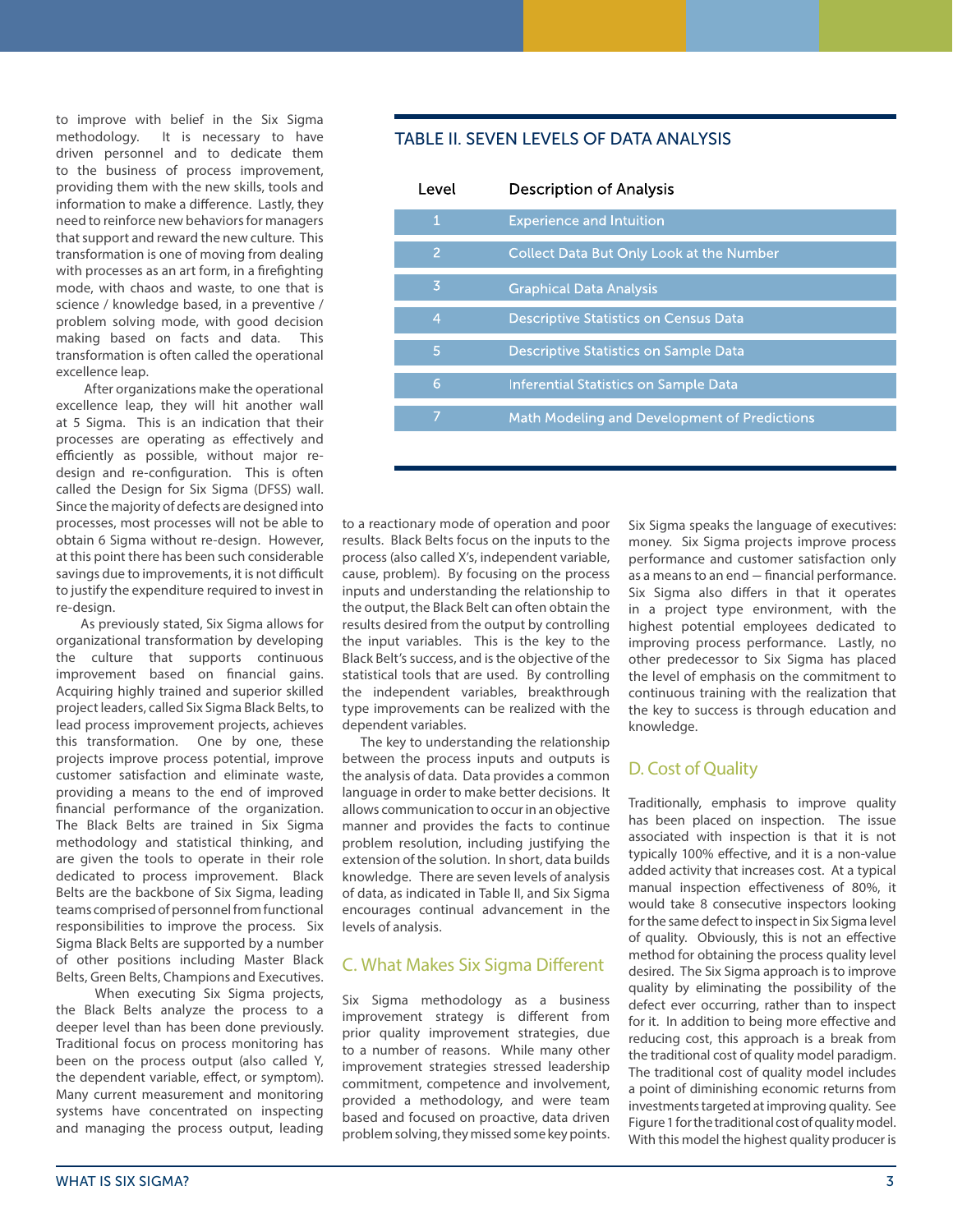to improve with belief in the Six Sigma methodology. It is necessary to have driven personnel and to dedicate them to the business of process improvement, providing them with the new skills, tools and information to make a difference. Lastly, they need to reinforce new behaviors for managers that support and reward the new culture. This transformation is one of moving from dealing with processes as an art form, in a firefighting mode, with chaos and waste, to one that is science / knowledge based, in a preventive / problem solving mode, with good decision making based on facts and data. This transformation is often called the operational excellence leap.

After organizations make the operational excellence leap, they will hit another wall at 5 Sigma. This is an indication that their processes are operating as effectively and efficiently as possible, without major re-design and re-configuration. This is often called the Design for Six Sigma (DFSS) wall. Since the majority of defects are designed into processes, most processes will not be able to obtain 6 Sigma without re-design. However, at this point there has been such considerable savings due to improvements, it is not difficult to justify the expenditure required to invest in re-design.

As previously stated, Six Sigma allows for organizational transformation by developing the culture that supports continuous improvement based on financial gains. Acquiring highly trained and superior skilled project leaders, called Six Sigma Black Belts, to lead process improvement projects, achieves this transformation. One by one, these projects improve process potential, improve customer satisfaction and eliminate waste, providing a means to the end of improved financial performance of the organization. The Black Belts are trained in Six Sigma methodology and statistical thinking, and are given the tools to operate in their role dedicated to process improvement. Black Belts are the backbone of Six Sigma, leading teams comprised of personnel from functional responsibilities to improve the process. Six Sigma Black Belts are supported by a number of other positions including Master Black Belts, Green Belts, Champions and Executives.

When executing Six Sigma projects, the Black Belts analyze the process to a deeper level than has been done previously. Traditional focus on process monitoring has been on the process output (also called Y, the dependent variable, effect, or symptom). Many current measurement and monitoring systems have concentrated on inspecting and managing the process output, leading to a reactionary mode of operation and poor results. Black Belts focus on the inputs to the process (also called X's, independent variable, cause, problem). By focusing on the process inputs and understanding the relationship to the output, the Black Belt can often obtain the results desired from the output by controlling the input variables. This is the key to the Black Belt's success, and is the objective of the statistical tools that are used. By controlling the independent variables, breakthrough type improvements can be realized with the dependent variables.

The key to understanding the relationship between the process inputs and outputs is the analysis of data. Data provides a common language in order to make better decisions. It allows communication to occur in an objective manner and provides the facts to continue problem resolution, including justifying the extension of the solution. In short, data builds knowledge. There are seven levels of analysis of data, as indicated in Table II, and Six Sigma encourages continual advancement in the levels of analysis.

### TABLE II. SEVEN LEVELS OF DATA ANALYSIS

| Level | Description of Analysis |
|---|---|
| 1 | Experience and Intuition |
| 2 | Collect Data But Only Look at the Number |
| 3 | Graphical Data Analysis |
| 4 | Descriptive Statistics on Census Data |
| 5 | Descriptive Statistics on Sample Data |
| 6 | Inferential Statistics on Sample Data |
| 7 | Math Modeling and Development of Predictions |

## C. What Makes Six Sigma Different

Six Sigma methodology as a business improvement strategy is different from prior quality improvement strategies, due to a number of reasons. While many other improvement strategies stressed leadership commitment, competence and involvement, provided a methodology, and were team based and focused on proactive, data driven problem solving, they missed some key points. Six Sigma speaks the language of executives: money. Six Sigma projects improve process performance and customer satisfaction only as a means to an end — financial performance. Six Sigma also differs in that it operates in a project type environment, with the highest potential employees dedicated to improving process performance. Lastly, no other predecessor to Six Sigma has placed the level of emphasis on the commitment to continuous training with the realization that the key to success is through education and knowledge.

## D. Cost of Quality

Traditionally, emphasis to improve quality has been placed on inspection. The issue associated with inspection is that it is not typically 100% effective, and it is a non-value added activity that increases cost. At a typical manual inspection effectiveness of 80%, it would take 8 consecutive inspectors looking for the same defect to inspect in Six Sigma level of quality. Obviously, this is not an effective method for obtaining the process quality level desired. The Six Sigma approach is to improve quality by eliminating the possibility of the defect ever occurring, rather than to inspect for it. In addition to being more effective and reducing cost, this approach is a break from the traditional cost of quality model paradigm. The traditional cost of quality model includes a point of diminishing economic returns from investments targeted at improving quality. See Figure 1 for the traditional cost of quality model. With this model the highest quality producer is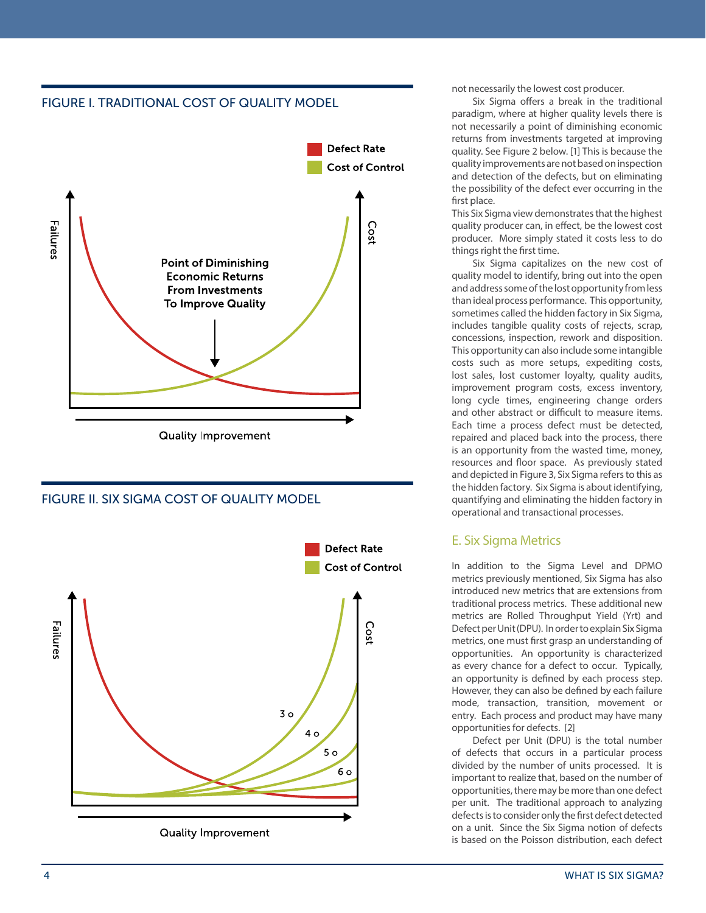FIGURE I. TRADITIONAL COST OF QUALITY MODEL

Defect Rate
Cost of Control

Failures

Cost

Point of Diminishing Economic Returns From Investments To Improve Quality

Quality Improvement

FIGURE II. SIX SIGMA COST OF QUALITY MODEL

Defect Rate
Cost of Control

Failures

Cost

3 σ
4 σ
5 σ
6 σ

Quality Improvement

not necessarily the lowest cost producer.

Six Sigma offers a break in the traditional paradigm, where at higher quality levels there is not necessarily a point of diminishing economic returns from investments targeted at improving quality. See Figure 2 below. [1] This is because the quality improvements are not based on inspection and detection of the defects, but on eliminating the possibility of the defect ever occurring in the first place.

This Six Sigma view demonstrates that the highest quality producer can, in effect, be the lowest cost producer. More simply stated it costs less to do things right the first time.

Six Sigma capitalizes on the new cost of quality model to identify, bring out into the open and address some of the lost opportunity from less than ideal process performance. This opportunity, sometimes called the hidden factory in Six Sigma, includes tangible quality costs of rejects, scrap, concessions, inspection, rework and disposition. This opportunity can also include some intangible costs such as more setups, expediting costs, lost sales, lost customer loyalty, quality audits, improvement program costs, excess inventory, long cycle times, engineering change orders and other abstract or difficult to measure items. Each time a process defect must be detected, repaired and placed back into the process, there is an opportunity from the wasted time, money, resources and floor space. As previously stated and depicted in Figure 3, Six Sigma refers to this as the hidden factory. Six Sigma is about identifying, quantifying and eliminating the hidden factory in operational and transactional processes.

## E. Six Sigma Metrics

In addition to the Sigma Level and DPMO metrics previously mentioned, Six Sigma has also introduced new metrics that are extensions from traditional process metrics. These additional new metrics are Rolled Throughput Yield (Yrt) and Defect per Unit (DPU). In order to explain Six Sigma metrics, one must first grasp an understanding of opportunities. An opportunity is characterized as every chance for a defect to occur. Typically, an opportunity is defined by each process step. However, they can also be defined by each failure mode, transaction, transition, movement or entry. Each process and product may have many opportunities for defects. [2]

Defect per Unit (DPU) is the total number of defects that occurs in a particular process divided by the number of units processed. It is important to realize that, based on the number of opportunities, there may be more than one defect per unit. The traditional approach to analyzing defects is to consider only the first defect detected on a unit. Since the Six Sigma notion of defects is based on the Poisson distribution, each defect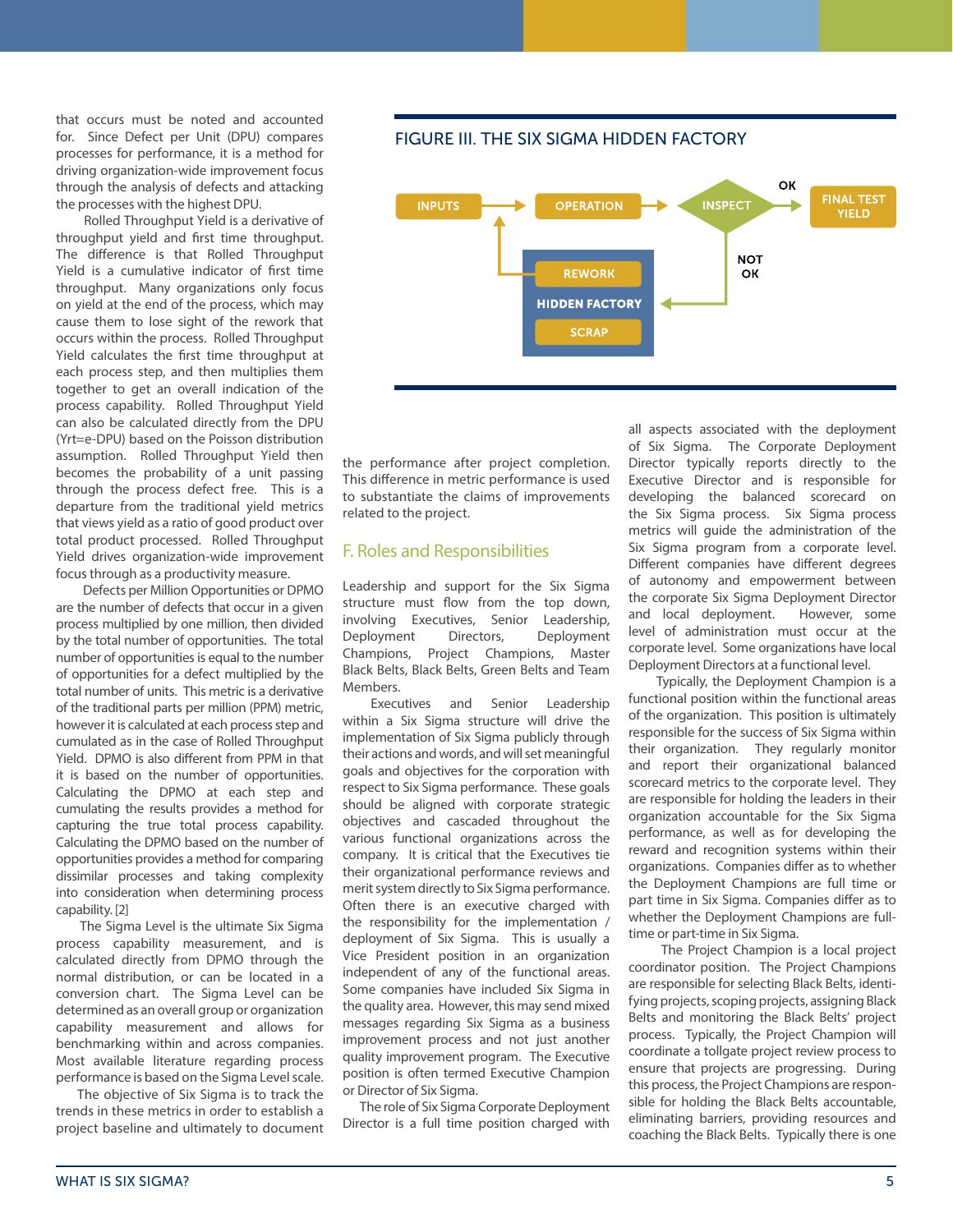that occurs must be noted and accounted for. Since Defect per Unit (DPU) compares processes for performance, it is a method for driving organization-wide improvement focus through the analysis of defects and attacking the processes with the highest DPU.

Rolled Throughput Yield is a derivative of throughput yield and first time throughput. The difference is that Rolled Throughput Yield is a cumulative indicator of first time throughput. Many organizations only focus on yield at the end of the process, which may cause them to lose sight of the rework that occurs within the process. Rolled Throughput Yield calculates the first time throughput at each process step, and then multiplies them together to get an overall indication of the process capability. Rolled Throughput Yield can also be calculated directly from the DPU ($Y_{rt}=e^{-DPU}$) based on the Poisson distribution assumption. Rolled Throughput Yield then becomes the probability of a unit passing through the process defect free. This is a departure from the traditional yield metrics that views yield as a ratio of good product over total product processed. Rolled Throughput Yield drives organization-wide improvement focus through as a productivity measure.

Defects per Million Opportunities or DPMO are the number of defects that occur in a given process multiplied by one million, then divided by the total number of opportunities. The total number of opportunities is equal to the number of opportunities for a defect multiplied by the total number of units. This metric is a derivative of the traditional parts per million (PPM) metric, however it is calculated at each process step and cumulated as in the case of Rolled Throughput Yield. DPMO is also different from PPM in that it is based on the number of opportunities. Calculating the DPMO at each step and cumulating the results provides a method for capturing the true total process capability. Calculating the DPMO based on the number of opportunities provides a method for comparing dissimilar processes and taking complexity into consideration when determining process capability. [2]

The Sigma Level is the ultimate Six Sigma process capability measurement, and is calculated directly from DPMO through the normal distribution, or can be located in a conversion chart. The Sigma Level can be determined as an overall group or organization capability measurement and allows for benchmarking within and across companies. Most available literature regarding process performance is based on the Sigma Level scale.

The objective of Six Sigma is to track the trends in these metrics in order to establish a project baseline and ultimately to document the performance after project completion. This difference in metric performance is used to substantiate the claims of improvements related to the project.

**FIGURE III. THE SIX SIGMA HIDDEN FACTORY**

INPUTS → OPERATION → INSPECT → (OK) → FINAL TEST YIELD

INSPECT → (NOT OK) → HIDDEN FACTORY: REWORK, SCRAP → (REWORK back to OPERATION)

## F. Roles and Responsibilities

Leadership and support for the Six Sigma structure must flow from the top down, involving Executives, Senior Leadership, Deployment Directors, Deployment Champions, Project Champions, Master Black Belts, Black Belts, Green Belts and Team Members.

Executives and Senior Leadership within a Six Sigma structure will drive the implementation of Six Sigma publicly through their actions and words, and will set meaningful goals and objectives for the corporation with respect to Six Sigma performance. These goals should be aligned with corporate strategic objectives and cascaded throughout the various functional organizations across the company. It is critical that the Executives tie their organizational performance reviews and merit system directly to Six Sigma performance. Often there is an executive charged with the responsibility for the implementation / deployment of Six Sigma. This is usually a Vice President position in an organization independent of any of the functional areas. Some companies have included Six Sigma in the quality area. However, this may send mixed messages regarding Six Sigma as a business improvement process and not just another quality improvement program. The Executive position is often termed Executive Champion or Director of Six Sigma.

The role of Six Sigma Corporate Deployment Director is a full time position charged with all aspects associated with the deployment of Six Sigma. The Corporate Deployment Director typically reports directly to the Executive Director and is responsible for developing the balanced scorecard on the Six Sigma process. Six Sigma process metrics will guide the administration of the Six Sigma program from a corporate level. Different companies have different degrees of autonomy and empowerment between the corporate Six Sigma Deployment Director and local deployment. However, some level of administration must occur at the corporate level. Some organizations have local Deployment Directors at a functional level.

Typically, the Deployment Champion is a functional position within the functional areas of the organization. This position is ultimately responsible for the success of Six Sigma within their organization. They regularly monitor and report their organizational balanced scorecard metrics to the corporate level. They are responsible for holding the leaders in their organization accountable for the Six Sigma performance, as well as for developing the reward and recognition systems within their organizations. Companies differ as to whether the Deployment Champions are full time or part time in Six Sigma. Companies differ as to whether the Deployment Champions are full-time or part-time in Six Sigma.

The Project Champion is a local project coordinator position. The Project Champions are responsible for selecting Black Belts, identifying projects, scoping projects, assigning Black Belts and monitoring the Black Belts' project process. Typically, the Project Champion will coordinate a tollgate project review process to ensure that projects are progressing. During this process, the Project Champions are responsible for holding the Black Belts accountable, eliminating barriers, providing resources and coaching the Black Belts. Typically there is one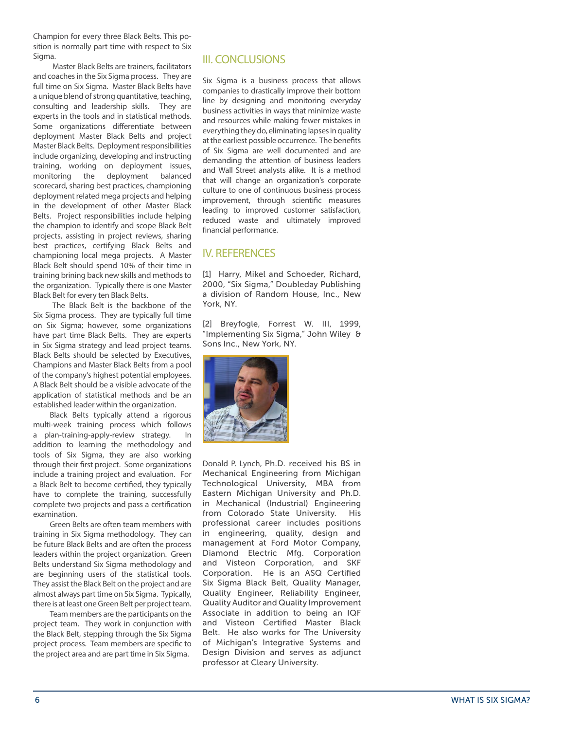Champion for every three Black Belts. This position is normally part time with respect to Six Sigma.

Master Black Belts are trainers, facilitators and coaches in the Six Sigma process. They are full time on Six Sigma. Master Black Belts have a unique blend of strong quantitative, teaching, consulting and leadership skills. They are experts in the tools and in statistical methods. Some organizations differentiate between deployment Master Black Belts and project Master Black Belts. Deployment responsibilities include organizing, developing and instructing training, working on deployment issues, monitoring the deployment balanced scorecard, sharing best practices, championing deployment related mega projects and helping in the development of other Master Black Belts. Project responsibilities include helping the champion to identify and scope Black Belt projects, assisting in project reviews, sharing best practices, certifying Black Belts and championing local mega projects. A Master Black Belt should spend 10% of their time in training brining back new skills and methods to the organization. Typically there is one Master Black Belt for every ten Black Belts.

The Black Belt is the backbone of the Six Sigma process. They are typically full time on Six Sigma; however, some organizations have part time Black Belts. They are experts in Six Sigma strategy and lead project teams. Black Belts should be selected by Executives, Champions and Master Black Belts from a pool of the company's highest potential employees. A Black Belt should be a visible advocate of the application of statistical methods and be an established leader within the organization.

Black Belts typically attend a rigorous multi-week training process which follows a plan-training-apply-review strategy. In addition to learning the methodology and tools of Six Sigma, they are also working through their first project. Some organizations include a training project and evaluation. For a Black Belt to become certified, they typically have to complete the training, successfully complete two projects and pass a certification examination.

Green Belts are often team members with training in Six Sigma methodology. They can be future Black Belts and are often the process leaders within the project organization. Green Belts understand Six Sigma methodology and are beginning users of the statistical tools. They assist the Black Belt on the project and are almost always part time on Six Sigma. Typically, there is at least one Green Belt per project team.

Team members are the participants on the project team. They work in conjunction with the Black Belt, stepping through the Six Sigma project process. Team members are specific to the project area and are part time in Six Sigma.

## III. CONCLUSIONS

Six Sigma is a business process that allows companies to drastically improve their bottom line by designing and monitoring everyday business activities in ways that minimize waste and resources while making fewer mistakes in everything they do, eliminating lapses in quality at the earliest possible occurrence. The benefits of Six Sigma are well documented and are demanding the attention of business leaders and Wall Street analysts alike. It is a method that will change an organization's corporate culture to one of continuous business process improvement, through scientific measures leading to improved customer satisfaction, reduced waste and ultimately improved financial performance.

## IV. REFERENCES

[1] Harry, Mikel and Schoeder, Richard, 2000, "Six Sigma," Doubleday Publishing a division of Random House, Inc., New York, NY.

[2] Breyfogle, Forrest W. III, 1999, "Implementing Six Sigma," John Wiley & Sons Inc., New York, NY.

Donald P. Lynch, Ph.D. received his BS in Mechanical Engineering from Michigan Technological University, MBA from Eastern Michigan University and Ph.D. in Mechanical (Industrial) Engineering from Colorado State University. His professional career includes positions in engineering, quality, design and management at Ford Motor Company, Diamond Electric Mfg. Corporation and Visteon Corporation, and SKF Corporation. He is an ASQ Certified Six Sigma Black Belt, Quality Manager, Quality Engineer, Reliability Engineer, Quality Auditor and Quality Improvement Associate in addition to being an IQF and Visteon Certified Master Black Belt. He also works for The University of Michigan's Integrative Systems and Design Division and serves as adjunct professor at Cleary University.